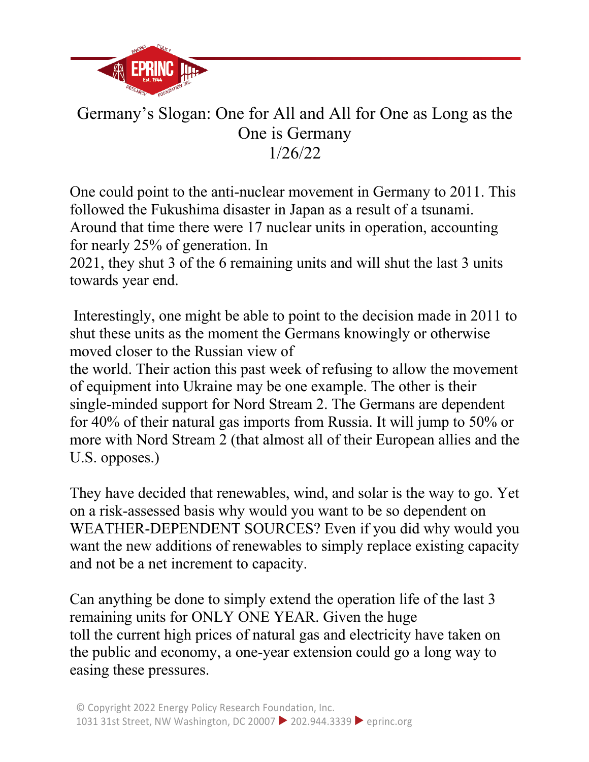# Germany's Slogan: One for All and All for One as Long as the One is Germany

1/26/22

One could point to the anti-nuclear movement in Germany to 2011. This followed the Fukushima disaster in Japan as a result of a tsunami. Around that time there were 17 nuclear units in operation, accounting for nearly 25% of generation. In 2021, they shut 3 of the 6 remaining units and will shut the last 3 units towards year end.

Interestingly, one might be able to point to the decision made in 2011 to shut these units as the moment the Germans knowingly or otherwise moved closer to the Russian view of the world. Their action this past week of refusing to allow the movement of equipment into Ukraine may be one example. The other is their single-minded support for Nord Stream 2. The Germans are dependent for 40% of their natural gas imports from Russia. It will jump to 50% or more with Nord Stream 2 (that almost all of their European allies and the U.S. opposes.)

They have decided that renewables, wind, and solar is the way to go. Yet on a risk-assessed basis why would you want to be so dependent on WEATHER-DEPENDENT SOURCES? Even if you did why would you want the new additions of renewables to simply replace existing capacity and not be a net increment to capacity.

Can anything be done to simply extend the operation life of the last 3 remaining units for ONLY ONE YEAR. Given the huge toll the current high prices of natural gas and electricity have taken on the public and economy, a one-year extension could go a long way to easing these pressures.

© Copyright 2022 Energy Policy Research Foundation, Inc.
1031 31st Street, NW Washington, DC 20007 ▶ 202.944.3339 ▶ eprinc.org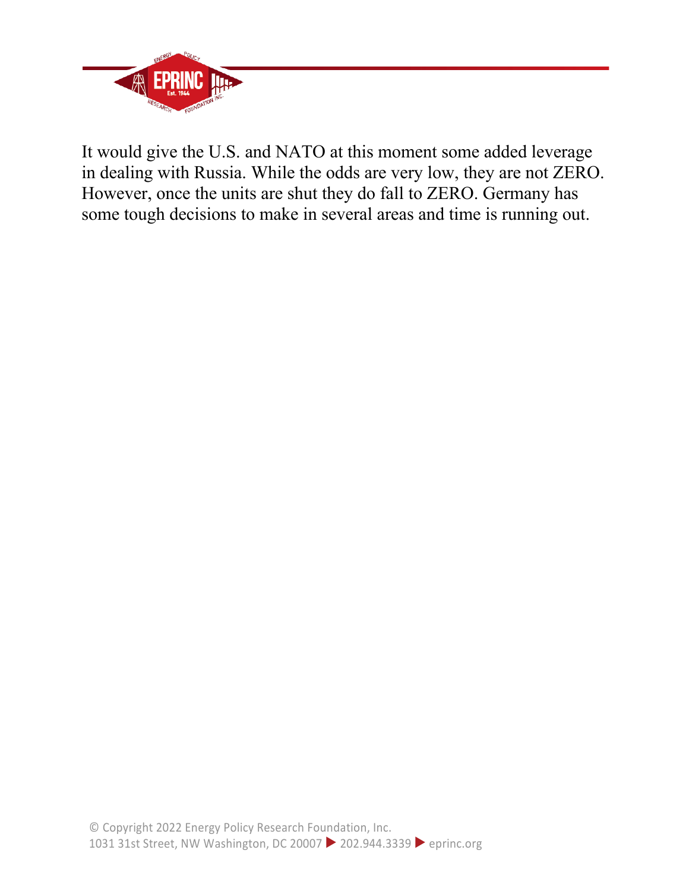It would give the U.S. and NATO at this moment some added leverage in dealing with Russia. While the odds are very low, they are not ZERO. However, once the units are shut they do fall to ZERO. Germany has some tough decisions to make in several areas and time is running out.